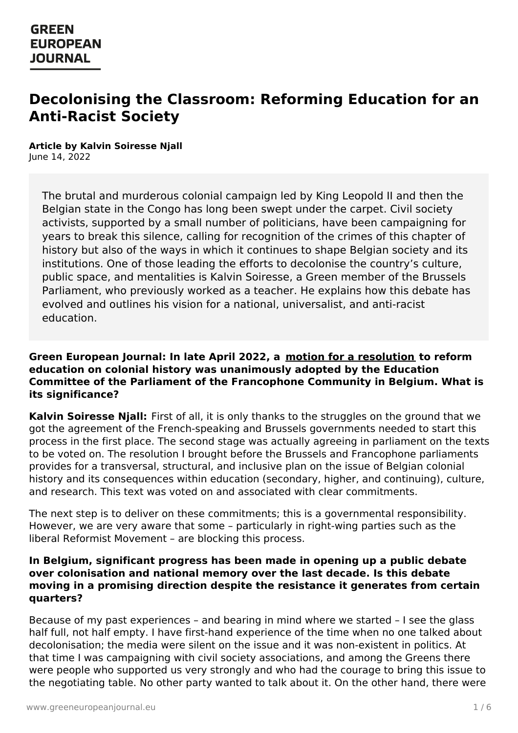# Decolonising the Classroom: Reforming Education for an Anti-Racist Society

**Article by Kalvin Soiresse Njall**
June 14, 2022

The brutal and murderous colonial campaign led by King Leopold II and then the Belgian state in the Congo has long been swept under the carpet. Civil society activists, supported by a small number of politicians, have been campaigning for years to break this silence, calling for recognition of the crimes of this chapter of history but also of the ways in which it continues to shape Belgian society and its institutions. One of those leading the efforts to decolonise the country's culture, public space, and mentalities is Kalvin Soiresse, a Green member of the Brussels Parliament, who previously worked as a teacher. He explains how this debate has evolved and outlines his vision for a national, universalist, and anti-racist education.

**Green European Journal: In late April 2022, a motion for a resolution to reform education on colonial history was unanimously adopted by the Education Committee of the Parliament of the Francophone Community in Belgium. What is its significance?**

**Kalvin Soiresse Njall:** First of all, it is only thanks to the struggles on the ground that we got the agreement of the French-speaking and Brussels governments needed to start this process in the first place. The second stage was actually agreeing in parliament on the texts to be voted on. The resolution I brought before the Brussels and Francophone parliaments provides for a transversal, structural, and inclusive plan on the issue of Belgian colonial history and its consequences within education (secondary, higher, and continuing), culture, and research. This text was voted on and associated with clear commitments.

The next step is to deliver on these commitments; this is a governmental responsibility. However, we are very aware that some – particularly in right-wing parties such as the liberal Reformist Movement – are blocking this process.

**In Belgium, significant progress has been made in opening up a public debate over colonisation and national memory over the last decade. Is this debate moving in a promising direction despite the resistance it generates from certain quarters?**

Because of my past experiences – and bearing in mind where we started – I see the glass half full, not half empty. I have first-hand experience of the time when no one talked about decolonisation; the media were silent on the issue and it was non-existent in politics. At that time I was campaigning with civil society associations, and among the Greens there were people who supported us very strongly and who had the courage to bring this issue to the negotiating table. No other party wanted to talk about it. On the other hand, there were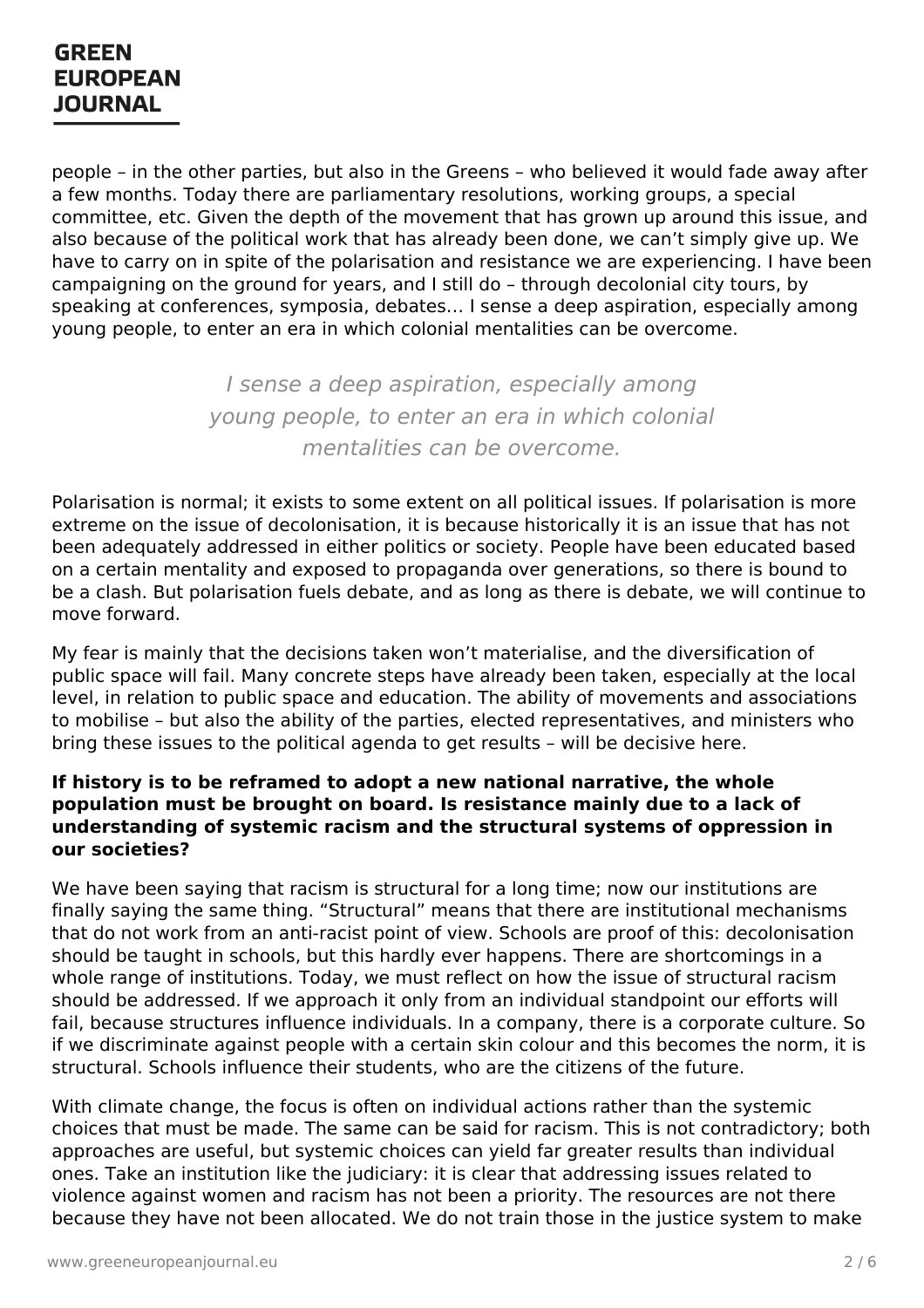people – in the other parties, but also in the Greens – who believed it would fade away after a few months. Today there are parliamentary resolutions, working groups, a special committee, etc. Given the depth of the movement that has grown up around this issue, and also because of the political work that has already been done, we can't simply give up. We have to carry on in spite of the polarisation and resistance we are experiencing. I have been campaigning on the ground for years, and I still do – through decolonial city tours, by speaking at conferences, symposia, debates… I sense a deep aspiration, especially among young people, to enter an era in which colonial mentalities can be overcome.

> *I sense a deep aspiration, especially among young people, to enter an era in which colonial mentalities can be overcome.*

Polarisation is normal; it exists to some extent on all political issues. If polarisation is more extreme on the issue of decolonisation, it is because historically it is an issue that has not been adequately addressed in either politics or society. People have been educated based on a certain mentality and exposed to propaganda over generations, so there is bound to be a clash. But polarisation fuels debate, and as long as there is debate, we will continue to move forward.

My fear is mainly that the decisions taken won't materialise, and the diversification of public space will fail. Many concrete steps have already been taken, especially at the local level, in relation to public space and education. The ability of movements and associations to mobilise – but also the ability of the parties, elected representatives, and ministers who bring these issues to the political agenda to get results – will be decisive here.

**If history is to be reframed to adopt a new national narrative, the whole population must be brought on board. Is resistance mainly due to a lack of understanding of systemic racism and the structural systems of oppression in our societies?**

We have been saying that racism is structural for a long time; now our institutions are finally saying the same thing. "Structural" means that there are institutional mechanisms that do not work from an anti-racist point of view. Schools are proof of this: decolonisation should be taught in schools, but this hardly ever happens. There are shortcomings in a whole range of institutions. Today, we must reflect on how the issue of structural racism should be addressed. If we approach it only from an individual standpoint our efforts will fail, because structures influence individuals. In a company, there is a corporate culture. So if we discriminate against people with a certain skin colour and this becomes the norm, it is structural. Schools influence their students, who are the citizens of the future.

With climate change, the focus is often on individual actions rather than the systemic choices that must be made. The same can be said for racism. This is not contradictory; both approaches are useful, but systemic choices can yield far greater results than individual ones. Take an institution like the judiciary: it is clear that addressing issues related to violence against women and racism has not been a priority. The resources are not there because they have not been allocated. We do not train those in the justice system to make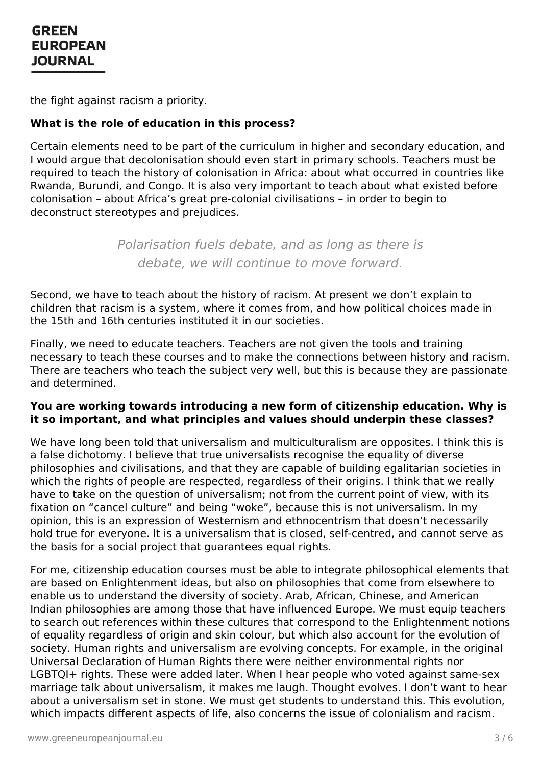the fight against racism a priority.

**What is the role of education in this process?**

Certain elements need to be part of the curriculum in higher and secondary education, and I would argue that decolonisation should even start in primary schools. Teachers must be required to teach the history of colonisation in Africa: about what occurred in countries like Rwanda, Burundi, and Congo. It is also very important to teach about what existed before colonisation – about Africa's great pre-colonial civilisations – in order to begin to deconstruct stereotypes and prejudices.

> *Polarisation fuels debate, and as long as there is debate, we will continue to move forward.*

Second, we have to teach about the history of racism. At present we don't explain to children that racism is a system, where it comes from, and how political choices made in the 15th and 16th centuries instituted it in our societies.

Finally, we need to educate teachers. Teachers are not given the tools and training necessary to teach these courses and to make the connections between history and racism. There are teachers who teach the subject very well, but this is because they are passionate and determined.

**You are working towards introducing a new form of citizenship education. Why is it so important, and what principles and values should underpin these classes?**

We have long been told that universalism and multiculturalism are opposites. I think this is a false dichotomy. I believe that true universalists recognise the equality of diverse philosophies and civilisations, and that they are capable of building egalitarian societies in which the rights of people are respected, regardless of their origins. I think that we really have to take on the question of universalism; not from the current point of view, with its fixation on "cancel culture" and being "woke", because this is not universalism. In my opinion, this is an expression of Westernism and ethnocentrism that doesn't necessarily hold true for everyone. It is a universalism that is closed, self-centred, and cannot serve as the basis for a social project that guarantees equal rights.

For me, citizenship education courses must be able to integrate philosophical elements that are based on Enlightenment ideas, but also on philosophies that come from elsewhere to enable us to understand the diversity of society. Arab, African, Chinese, and American Indian philosophies are among those that have influenced Europe. We must equip teachers to search out references within these cultures that correspond to the Enlightenment notions of equality regardless of origin and skin colour, but which also account for the evolution of society. Human rights and universalism are evolving concepts. For example, in the original Universal Declaration of Human Rights there were neither environmental rights nor LGBTQI+ rights. These were added later. When I hear people who voted against same-sex marriage talk about universalism, it makes me laugh. Thought evolves. I don't want to hear about a universalism set in stone. We must get students to understand this. This evolution, which impacts different aspects of life, also concerns the issue of colonialism and racism.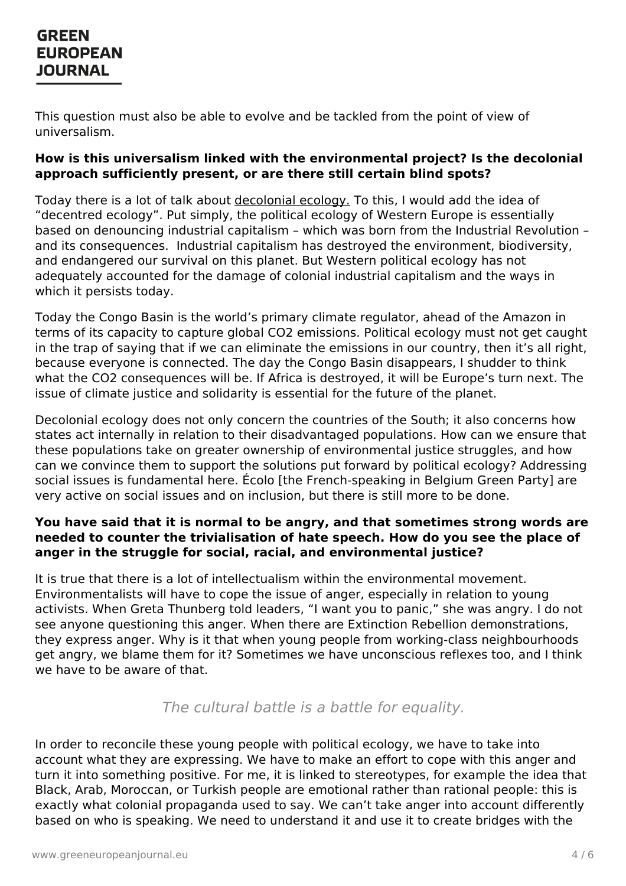This question must also be able to evolve and be tackled from the point of view of universalism.

**How is this universalism linked with the environmental project? Is the decolonial approach sufficiently present, or are there still certain blind spots?**

Today there is a lot of talk about decolonial ecology. To this, I would add the idea of "decentred ecology". Put simply, the political ecology of Western Europe is essentially based on denouncing industrial capitalism – which was born from the Industrial Revolution – and its consequences. Industrial capitalism has destroyed the environment, biodiversity, and endangered our survival on this planet. But Western political ecology has not adequately accounted for the damage of colonial industrial capitalism and the ways in which it persists today.

Today the Congo Basin is the world's primary climate regulator, ahead of the Amazon in terms of its capacity to capture global $CO_2$ emissions. Political ecology must not get caught in the trap of saying that if we can eliminate the emissions in our country, then it's all right, because everyone is connected. The day the Congo Basin disappears, I shudder to think what the $CO_2$ consequences will be. If Africa is destroyed, it will be Europe's turn next. The issue of climate justice and solidarity is essential for the future of the planet.

Decolonial ecology does not only concern the countries of the South; it also concerns how states act internally in relation to their disadvantaged populations. How can we ensure that these populations take on greater ownership of environmental justice struggles, and how can we convince them to support the solutions put forward by political ecology? Addressing social issues is fundamental here. Écolo [the French-speaking in Belgium Green Party] are very active on social issues and on inclusion, but there is still more to be done.

**You have said that it is normal to be angry, and that sometimes strong words are needed to counter the trivialisation of hate speech. How do you see the place of anger in the struggle for social, racial, and environmental justice?**

It is true that there is a lot of intellectualism within the environmental movement. Environmentalists will have to cope the issue of anger, especially in relation to young activists. When Greta Thunberg told leaders, "I want you to panic," she was angry. I do not see anyone questioning this anger. When there are Extinction Rebellion demonstrations, they express anger. Why is it that when young people from working-class neighbourhoods get angry, we blame them for it? Sometimes we have unconscious reflexes too, and I think we have to be aware of that.

*The cultural battle is a battle for equality.*

In order to reconcile these young people with political ecology, we have to take into account what they are expressing. We have to make an effort to cope with this anger and turn it into something positive. For me, it is linked to stereotypes, for example the idea that Black, Arab, Moroccan, or Turkish people are emotional rather than rational people: this is exactly what colonial propaganda used to say. We can't take anger into account differently based on who is speaking. We need to understand it and use it to create bridges with the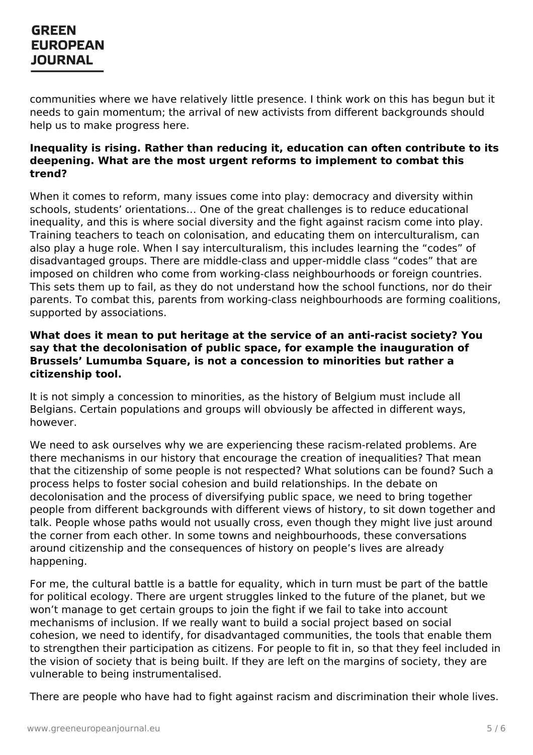communities where we have relatively little presence. I think work on this has begun but it needs to gain momentum; the arrival of new activists from different backgrounds should help us to make progress here.

**Inequality is rising. Rather than reducing it, education can often contribute to its deepening. What are the most urgent reforms to implement to combat this trend?**

When it comes to reform, many issues come into play: democracy and diversity within schools, students' orientations… One of the great challenges is to reduce educational inequality, and this is where social diversity and the fight against racism come into play. Training teachers to teach on colonisation, and educating them on interculturalism, can also play a huge role. When I say interculturalism, this includes learning the "codes" of disadvantaged groups. There are middle-class and upper-middle class "codes" that are imposed on children who come from working-class neighbourhoods or foreign countries. This sets them up to fail, as they do not understand how the school functions, nor do their parents. To combat this, parents from working-class neighbourhoods are forming coalitions, supported by associations.

**What does it mean to put heritage at the service of an anti-racist society? You say that the decolonisation of public space, for example the inauguration of Brussels' Lumumba Square, is not a concession to minorities but rather a citizenship tool.**

It is not simply a concession to minorities, as the history of Belgium must include all Belgians. Certain populations and groups will obviously be affected in different ways, however.

We need to ask ourselves why we are experiencing these racism-related problems. Are there mechanisms in our history that encourage the creation of inequalities? That mean that the citizenship of some people is not respected? What solutions can be found? Such a process helps to foster social cohesion and build relationships. In the debate on decolonisation and the process of diversifying public space, we need to bring together people from different backgrounds with different views of history, to sit down together and talk. People whose paths would not usually cross, even though they might live just around the corner from each other. In some towns and neighbourhoods, these conversations around citizenship and the consequences of history on people's lives are already happening.

For me, the cultural battle is a battle for equality, which in turn must be part of the battle for political ecology. There are urgent struggles linked to the future of the planet, but we won't manage to get certain groups to join the fight if we fail to take into account mechanisms of inclusion. If we really want to build a social project based on social cohesion, we need to identify, for disadvantaged communities, the tools that enable them to strengthen their participation as citizens. For people to fit in, so that they feel included in the vision of society that is being built. If they are left on the margins of society, they are vulnerable to being instrumentalised.

There are people who have had to fight against racism and discrimination their whole lives.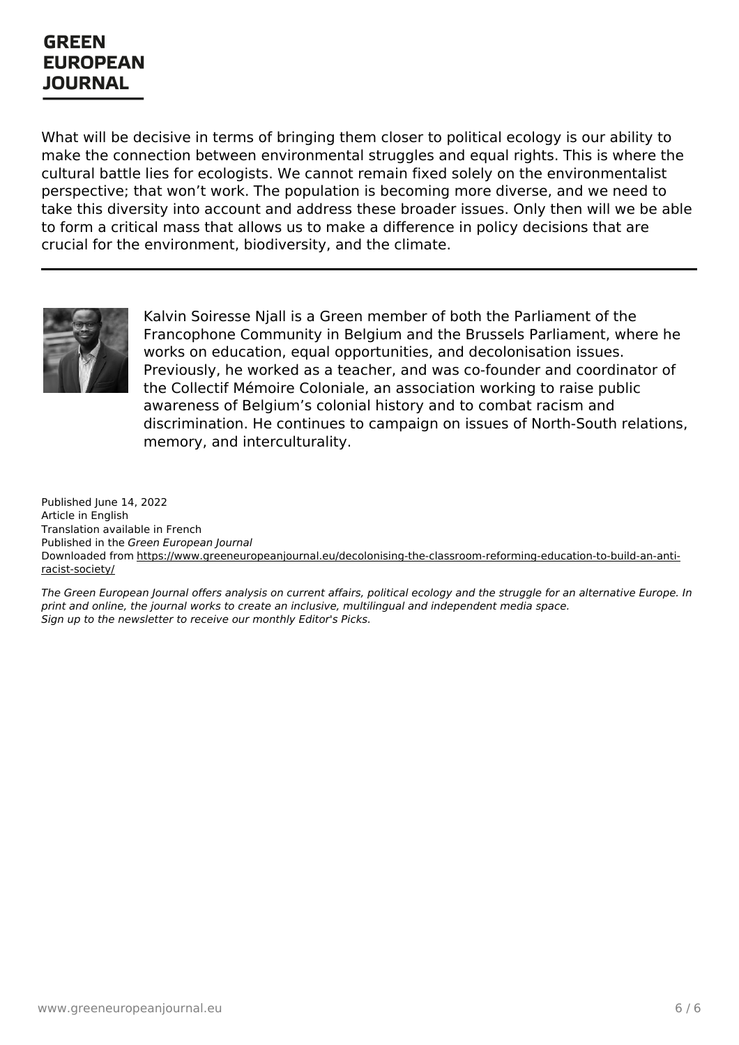What will be decisive in terms of bringing them closer to political ecology is our ability to make the connection between environmental struggles and equal rights. This is where the cultural battle lies for ecologists. We cannot remain fixed solely on the environmentalist perspective; that won't work. The population is becoming more diverse, and we need to take this diversity into account and address these broader issues. Only then will we be able to form a critical mass that allows us to make a difference in policy decisions that are crucial for the environment, biodiversity, and the climate.

---

Kalvin Soiresse Njall is a Green member of both the Parliament of the Francophone Community in Belgium and the Brussels Parliament, where he works on education, equal opportunities, and decolonisation issues. Previously, he worked as a teacher, and was co-founder and coordinator of the Collectif Mémoire Coloniale, an association working to raise public awareness of Belgium's colonial history and to combat racism and discrimination. He continues to campaign on issues of North-South relations, memory, and interculturality.

Published June 14, 2022
Article in English
Translation available in French
Published in the *Green European Journal*
Downloaded from https://www.greeneuropeanjournal.eu/decolonising-the-classroom-reforming-education-to-build-an-anti-racist-society/

*The Green European Journal offers analysis on current affairs, political ecology and the struggle for an alternative Europe. In print and online, the journal works to create an inclusive, multilingual and independent media space. Sign up to the newsletter to receive our monthly Editor's Picks.*